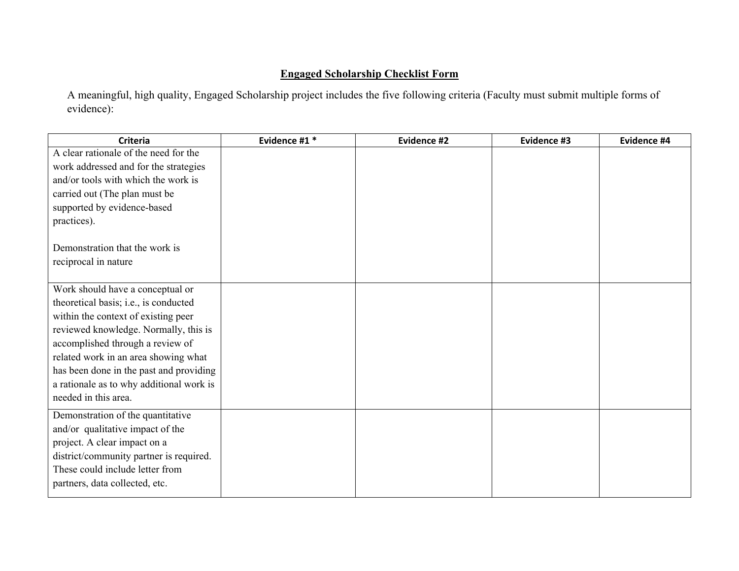## Engaged Scholarship Checklist Form

A meaningful, high quality, Engaged Scholarship project includes the five following criteria (Faculty must submit multiple forms of evidence):

| Criteria | Evidence #1 * | Evidence #2 | Evidence #3 | Evidence #4 |
| --- | --- | --- | --- | --- |
| A clear rationale of the need for the work addressed and for the strategies and/or tools with which the work is carried out (The plan must be supported by evidence-based practices).<br><br>Demonstration that the work is reciprocal in nature | | | | |
| Work should have a conceptual or theoretical basis; i.e., is conducted within the context of existing peer reviewed knowledge. Normally, this is accomplished through a review of related work in an area showing what has been done in the past and providing a rationale as to why additional work is needed in this area. | | | | |
| Demonstration of the quantitative and/or qualitative impact of the project. A clear impact on a district/community partner is required. These could include letter from partners, data collected, etc. | | | | |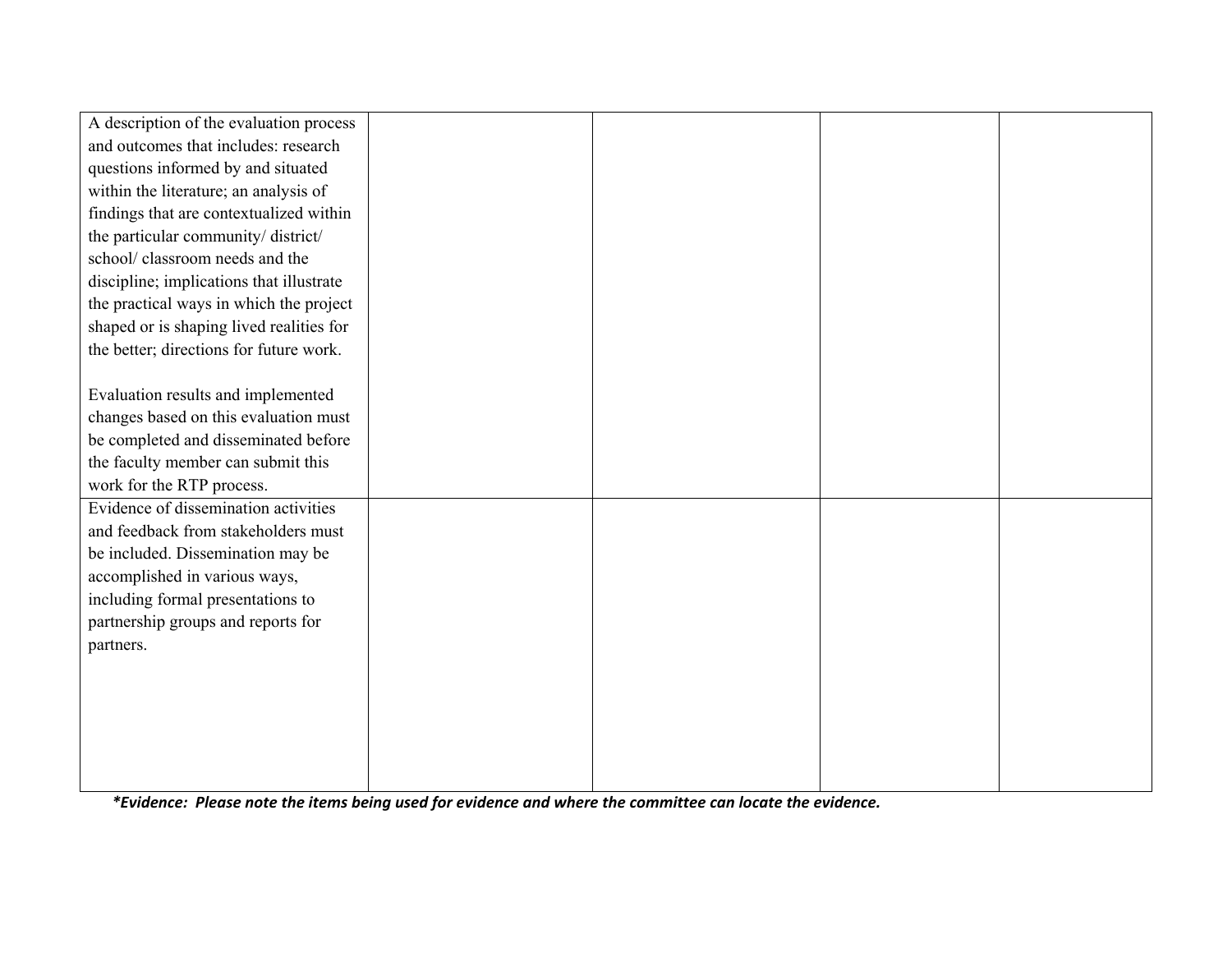| | | | | |
|---|---|---|---|---|
| A description of the evaluation process and outcomes that includes: research questions informed by and situated within the literature; an analysis of findings that are contextualized within the particular community/ district/ school/ classroom needs and the discipline; implications that illustrate the practical ways in which the project shaped or is shaping lived realities for the better; directions for future work.<br><br>Evaluation results and implemented changes based on this evaluation must be completed and disseminated before the faculty member can submit this work for the RTP process. | | | | |
| Evidence of dissemination activities and feedback from stakeholders must be included. Dissemination may be accomplished in various ways, including formal presentations to partnership groups and reports for partners. | | | | |

***Evidence: Please note the items being used for evidence and where the committee can locate the evidence.***